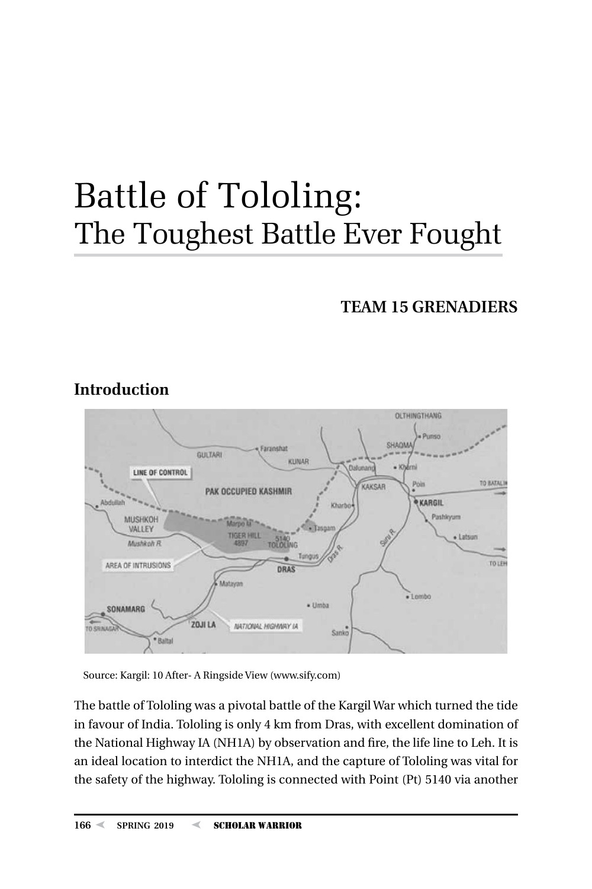# Battle of Tololing:
## The Toughest Battle Ever Fought

**TEAM 15 GRENADIERS**

### Introduction

Source: Kargil: 10 After- A Ringside View (www.sify.com)

The battle of Tololing was a pivotal battle of the Kargil War which turned the tide in favour of India. Tololing is only 4 km from Dras, with excellent domination of the National Highway IA (NH1A) by observation and fire, the life line to Leh. It is an ideal location to interdict the NH1A, and the capture of Tololing was vital for the safety of the highway. Tololing is connected with Point (Pt) 5140 via another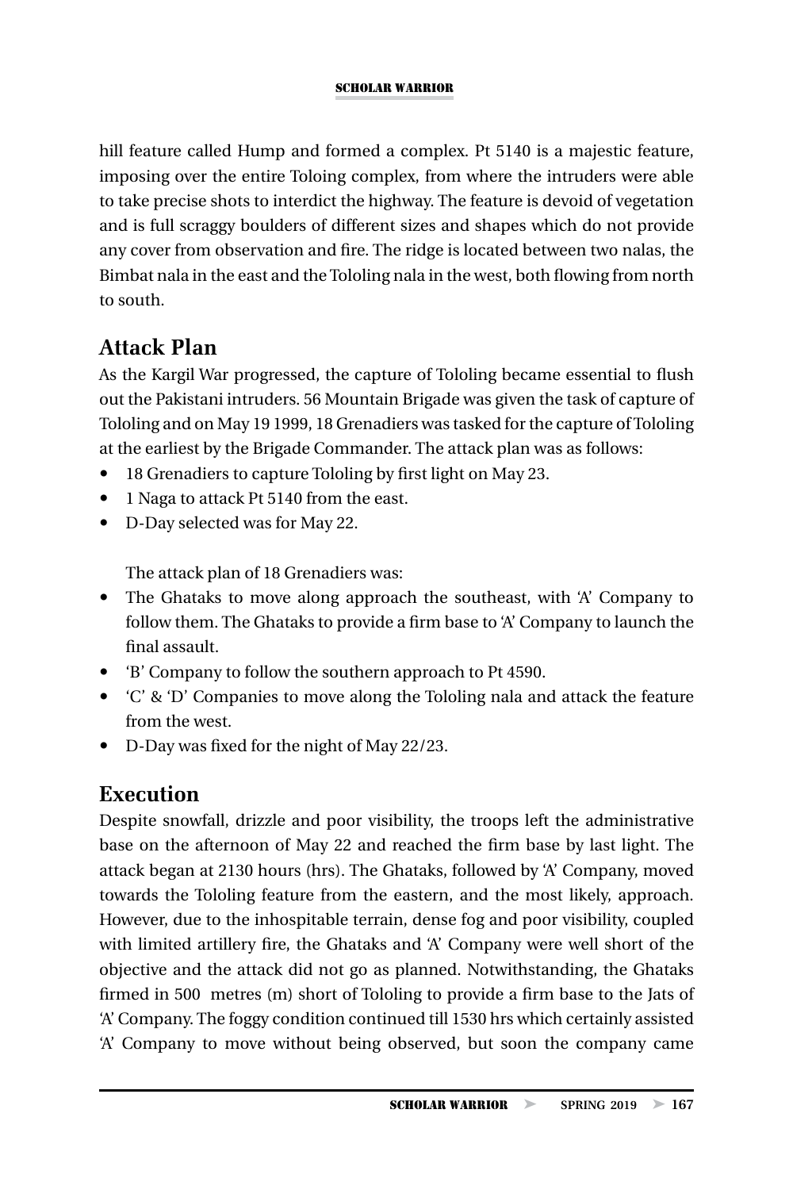hill feature called Hump and formed a complex. Pt 5140 is a majestic feature, imposing over the entire Toloing complex, from where the intruders were able to take precise shots to interdict the highway. The feature is devoid of vegetation and is full scraggy boulders of different sizes and shapes which do not provide any cover from observation and fire. The ridge is located between two nalas, the Bimbat nala in the east and the Tololing nala in the west, both flowing from north to south.

## Attack Plan

As the Kargil War progressed, the capture of Tololing became essential to flush out the Pakistani intruders. 56 Mountain Brigade was given the task of capture of Tololing and on May 19 1999, 18 Grenadiers was tasked for the capture of Tololing at the earliest by the Brigade Commander. The attack plan was as follows:

- 18 Grenadiers to capture Tololing by first light on May 23.
- 1 Naga to attack Pt 5140 from the east.
- D-Day selected was for May 22.

The attack plan of 18 Grenadiers was:

- The Ghataks to move along approach the southeast, with 'A' Company to follow them. The Ghataks to provide a firm base to 'A' Company to launch the final assault.
- 'B' Company to follow the southern approach to Pt 4590.
- 'C' & 'D' Companies to move along the Tololing nala and attack the feature from the west.
- D-Day was fixed for the night of May 22/23.

## Execution

Despite snowfall, drizzle and poor visibility, the troops left the administrative base on the afternoon of May 22 and reached the firm base by last light. The attack began at 2130 hours (hrs). The Ghataks, followed by 'A' Company, moved towards the Tololing feature from the eastern, and the most likely, approach. However, due to the inhospitable terrain, dense fog and poor visibility, coupled with limited artillery fire, the Ghataks and 'A' Company were well short of the objective and the attack did not go as planned. Notwithstanding, the Ghataks firmed in 500 metres (m) short of Tololing to provide a firm base to the Jats of 'A' Company. The foggy condition continued till 1530 hrs which certainly assisted 'A' Company to move without being observed, but soon the company came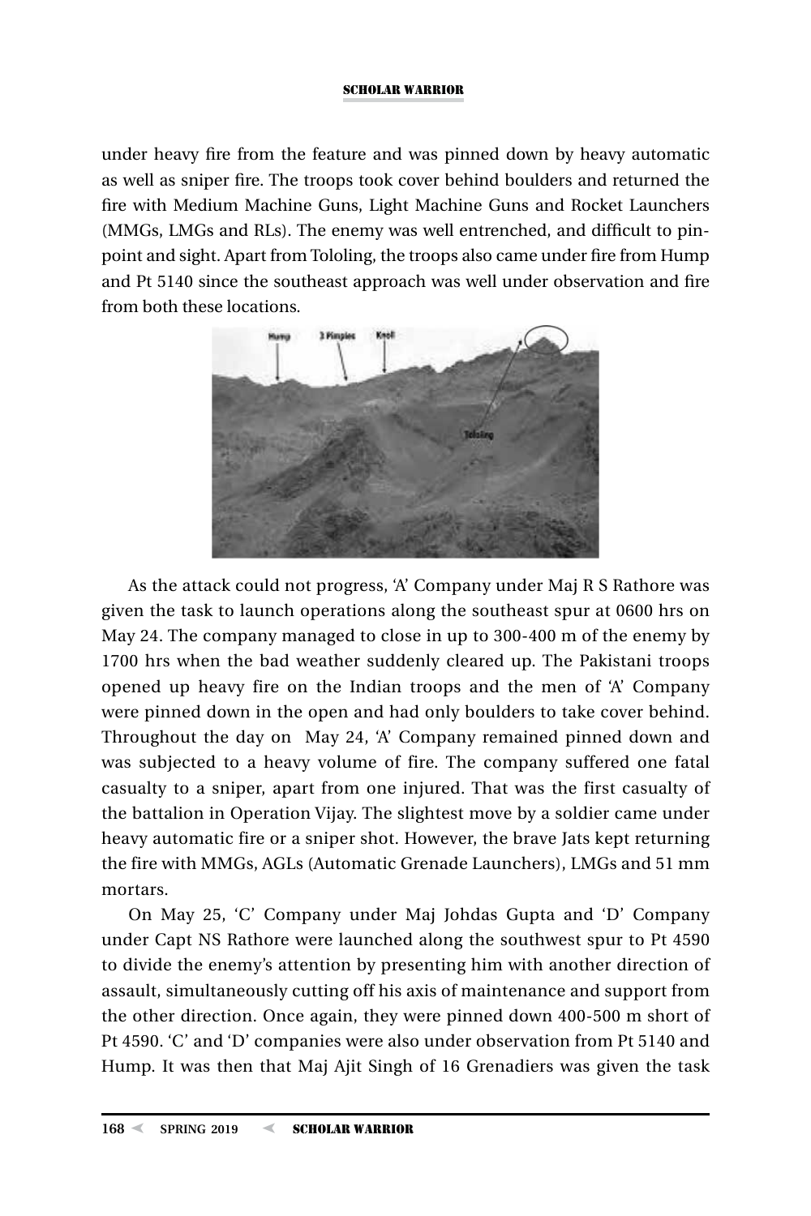under heavy fire from the feature and was pinned down by heavy automatic as well as sniper fire. The troops took cover behind boulders and returned the fire with Medium Machine Guns, Light Machine Guns and Rocket Launchers (MMGs, LMGs and RLs). The enemy was well entrenched, and difficult to pin-point and sight. Apart from Tololing, the troops also came under fire from Hump and Pt 5140 since the southeast approach was well under observation and fire from both these locations.

As the attack could not progress, 'A' Company under Maj R S Rathore was given the task to launch operations along the southeast spur at 0600 hrs on May 24. The company managed to close in up to 300-400 m of the enemy by 1700 hrs when the bad weather suddenly cleared up. The Pakistani troops opened up heavy fire on the Indian troops and the men of 'A' Company were pinned down in the open and had only boulders to take cover behind. Throughout the day on May 24, 'A' Company remained pinned down and was subjected to a heavy volume of fire. The company suffered one fatal casualty to a sniper, apart from one injured. That was the first casualty of the battalion in Operation Vijay. The slightest move by a soldier came under heavy automatic fire or a sniper shot. However, the brave Jats kept returning the fire with MMGs, AGLs (Automatic Grenade Launchers), LMGs and 51 mm mortars.

On May 25, 'C' Company under Maj Johdas Gupta and 'D' Company under Capt NS Rathore were launched along the southwest spur to Pt 4590 to divide the enemy's attention by presenting him with another direction of assault, simultaneously cutting off his axis of maintenance and support from the other direction. Once again, they were pinned down 400-500 m short of Pt 4590. 'C' and 'D' companies were also under observation from Pt 5140 and Hump. It was then that Maj Ajit Singh of 16 Grenadiers was given the task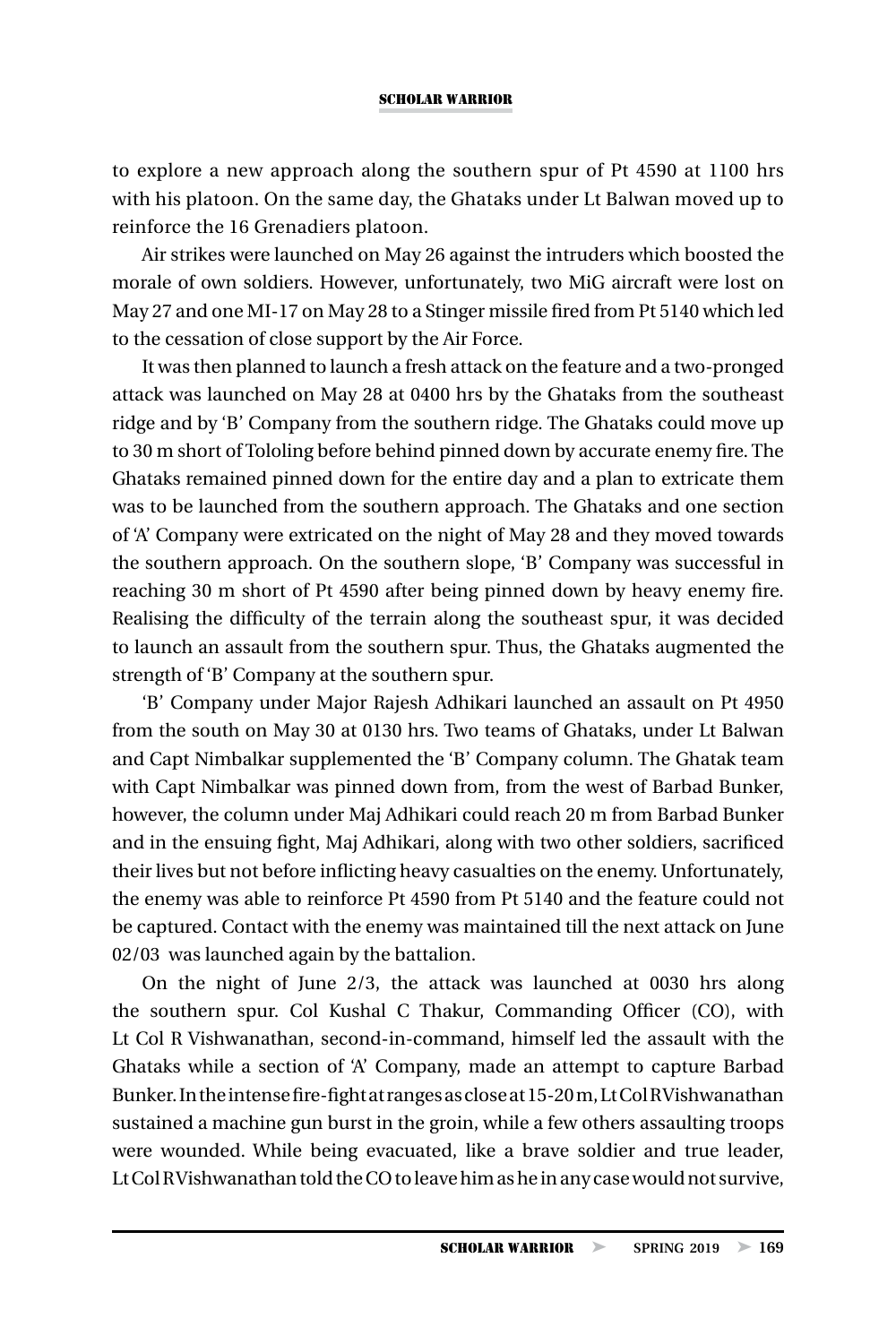to explore a new approach along the southern spur of Pt 4590 at 1100 hrs with his platoon. On the same day, the Ghataks under Lt Balwan moved up to reinforce the 16 Grenadiers platoon.

Air strikes were launched on May 26 against the intruders which boosted the morale of own soldiers. However, unfortunately, two MiG aircraft were lost on May 27 and one MI-17 on May 28 to a Stinger missile fired from Pt 5140 which led to the cessation of close support by the Air Force.

It was then planned to launch a fresh attack on the feature and a two-pronged attack was launched on May 28 at 0400 hrs by the Ghataks from the southeast ridge and by 'B' Company from the southern ridge. The Ghataks could move up to 30 m short of Tololing before behind pinned down by accurate enemy fire. The Ghataks remained pinned down for the entire day and a plan to extricate them was to be launched from the southern approach. The Ghataks and one section of 'A' Company were extricated on the night of May 28 and they moved towards the southern approach. On the southern slope, 'B' Company was successful in reaching 30 m short of Pt 4590 after being pinned down by heavy enemy fire. Realising the difficulty of the terrain along the southeast spur, it was decided to launch an assault from the southern spur. Thus, the Ghataks augmented the strength of 'B' Company at the southern spur.

'B' Company under Major Rajesh Adhikari launched an assault on Pt 4950 from the south on May 30 at 0130 hrs. Two teams of Ghataks, under Lt Balwan and Capt Nimbalkar supplemented the 'B' Company column. The Ghatak team with Capt Nimbalkar was pinned down from, from the west of Barbad Bunker, however, the column under Maj Adhikari could reach 20 m from Barbad Bunker and in the ensuing fight, Maj Adhikari, along with two other soldiers, sacrificed their lives but not before inflicting heavy casualties on the enemy. Unfortunately, the enemy was able to reinforce Pt 4590 from Pt 5140 and the feature could not be captured. Contact with the enemy was maintained till the next attack on June 02/03 was launched again by the battalion.

On the night of June 2/3, the attack was launched at 0030 hrs along the southern spur. Col Kushal C Thakur, Commanding Officer (CO), with Lt Col R Vishwanathan, second-in-command, himself led the assault with the Ghataks while a section of 'A' Company, made an attempt to capture Barbad Bunker. In the intense fire-fight at ranges as close at 15-20 m, Lt Col R Vishwanathan sustained a machine gun burst in the groin, while a few others assaulting troops were wounded. While being evacuated, like a brave soldier and true leader, Lt Col R Vishwanathan told the CO to leave him as he in any case would not survive,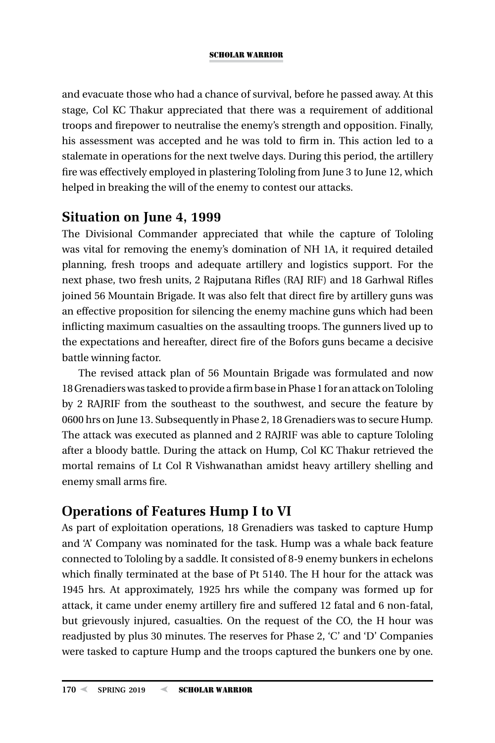and evacuate those who had a chance of survival, before he passed away. At this stage, Col KC Thakur appreciated that there was a requirement of additional troops and firepower to neutralise the enemy's strength and opposition. Finally, his assessment was accepted and he was told to firm in. This action led to a stalemate in operations for the next twelve days. During this period, the artillery fire was effectively employed in plastering Tololing from June 3 to June 12, which helped in breaking the will of the enemy to contest our attacks.

## Situation on June 4, 1999

The Divisional Commander appreciated that while the capture of Tololing was vital for removing the enemy's domination of NH 1A, it required detailed planning, fresh troops and adequate artillery and logistics support. For the next phase, two fresh units, 2 Rajputana Rifles (RAJ RIF) and 18 Garhwal Rifles joined 56 Mountain Brigade. It was also felt that direct fire by artillery guns was an effective proposition for silencing the enemy machine guns which had been inflicting maximum casualties on the assaulting troops. The gunners lived up to the expectations and hereafter, direct fire of the Bofors guns became a decisive battle winning factor.

The revised attack plan of 56 Mountain Brigade was formulated and now 18 Grenadiers was tasked to provide a firm base in Phase 1 for an attack on Tololing by 2 RAJRIF from the southeast to the southwest, and secure the feature by 0600 hrs on June 13. Subsequently in Phase 2, 18 Grenadiers was to secure Hump. The attack was executed as planned and 2 RAJRIF was able to capture Tololing after a bloody battle. During the attack on Hump, Col KC Thakur retrieved the mortal remains of Lt Col R Vishwanathan amidst heavy artillery shelling and enemy small arms fire.

## Operations of Features Hump I to VI

As part of exploitation operations, 18 Grenadiers was tasked to capture Hump and 'A' Company was nominated for the task. Hump was a whale back feature connected to Tololing by a saddle. It consisted of 8-9 enemy bunkers in echelons which finally terminated at the base of Pt 5140. The H hour for the attack was 1945 hrs. At approximately, 1925 hrs while the company was formed up for attack, it came under enemy artillery fire and suffered 12 fatal and 6 non-fatal, but grievously injured, casualties. On the request of the CO, the H hour was readjusted by plus 30 minutes. The reserves for Phase 2, 'C' and 'D' Companies were tasked to capture Hump and the troops captured the bunkers one by one.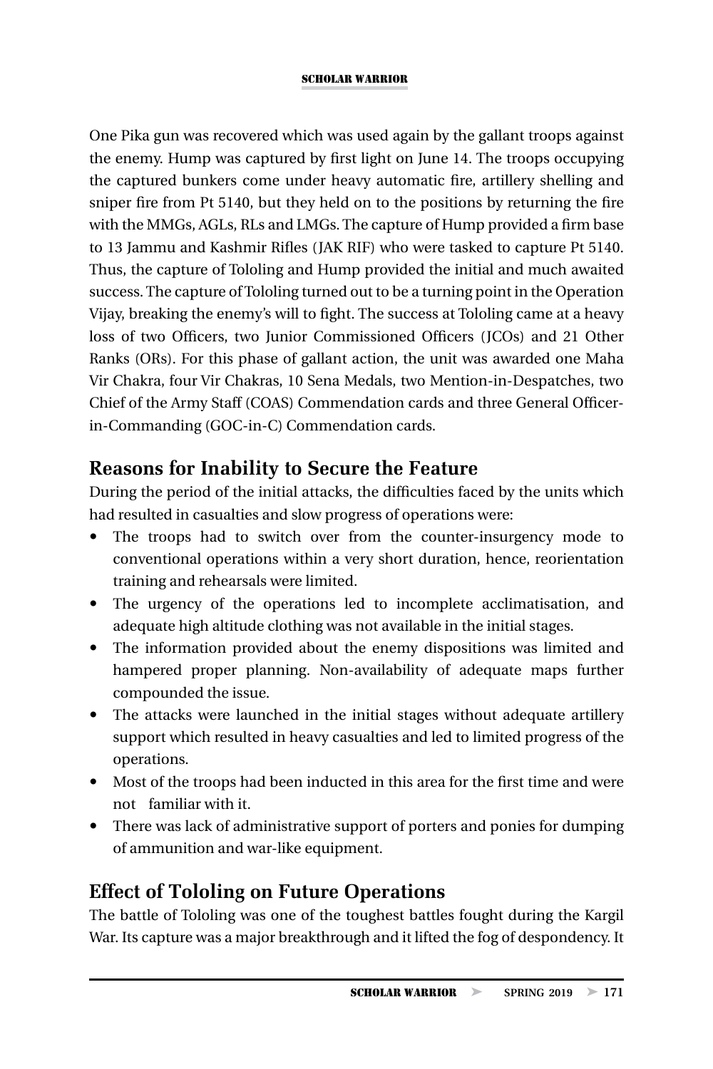One Pika gun was recovered which was used again by the gallant troops against the enemy. Hump was captured by first light on June 14. The troops occupying the captured bunkers come under heavy automatic fire, artillery shelling and sniper fire from Pt 5140, but they held on to the positions by returning the fire with the MMGs, AGLs, RLs and LMGs. The capture of Hump provided a firm base to 13 Jammu and Kashmir Rifles (JAK RIF) who were tasked to capture Pt 5140. Thus, the capture of Tololing and Hump provided the initial and much awaited success. The capture of Tololing turned out to be a turning point in the Operation Vijay, breaking the enemy's will to fight. The success at Tololing came at a heavy loss of two Officers, two Junior Commissioned Officers (JCOs) and 21 Other Ranks (ORs). For this phase of gallant action, the unit was awarded one Maha Vir Chakra, four Vir Chakras, 10 Sena Medals, two Mention-in-Despatches, two Chief of the Army Staff (COAS) Commendation cards and three General Officer-in-Commanding (GOC-in-C) Commendation cards.

## Reasons for Inability to Secure the Feature

During the period of the initial attacks, the difficulties faced by the units which had resulted in casualties and slow progress of operations were:

- The troops had to switch over from the counter-insurgency mode to conventional operations within a very short duration, hence, reorientation training and rehearsals were limited.
- The urgency of the operations led to incomplete acclimatisation, and adequate high altitude clothing was not available in the initial stages.
- The information provided about the enemy dispositions was limited and hampered proper planning. Non-availability of adequate maps further compounded the issue.
- The attacks were launched in the initial stages without adequate artillery support which resulted in heavy casualties and led to limited progress of the operations.
- Most of the troops had been inducted in this area for the first time and were not familiar with it.
- There was lack of administrative support of porters and ponies for dumping of ammunition and war-like equipment.

## Effect of Tololing on Future Operations

The battle of Tololing was one of the toughest battles fought during the Kargil War. Its capture was a major breakthrough and it lifted the fog of despondency. It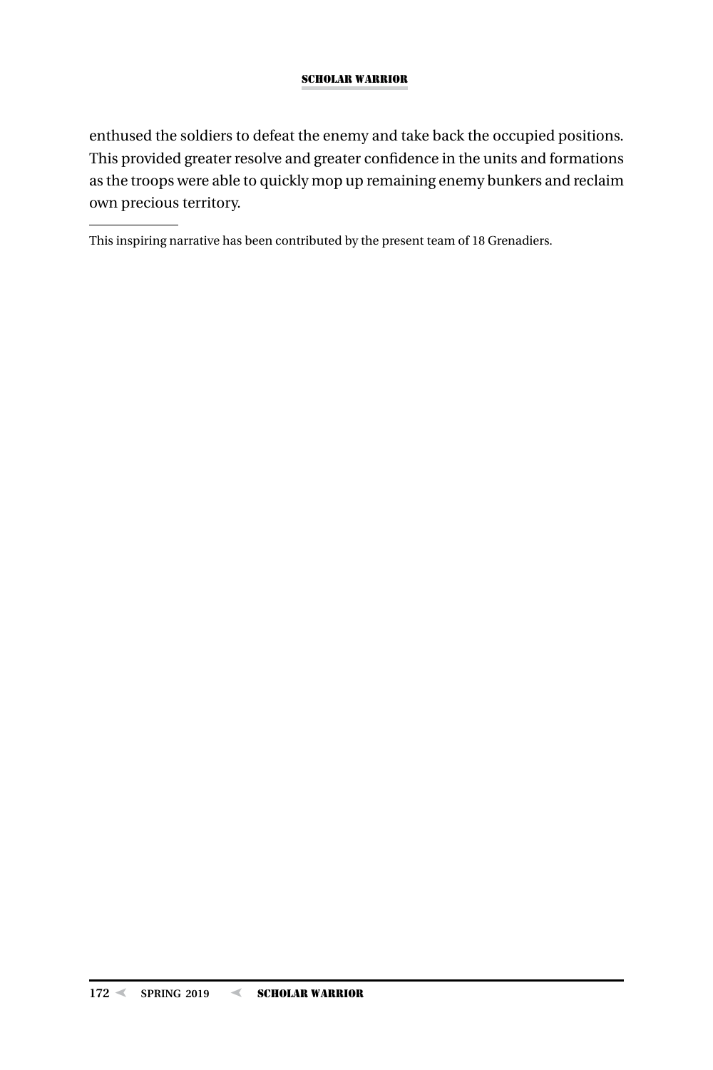enthused the soldiers to defeat the enemy and take back the occupied positions. This provided greater resolve and greater confidence in the units and formations as the troops were able to quickly mop up remaining enemy bunkers and reclaim own precious territory.

---

This inspiring narrative has been contributed by the present team of 18 Grenadiers.